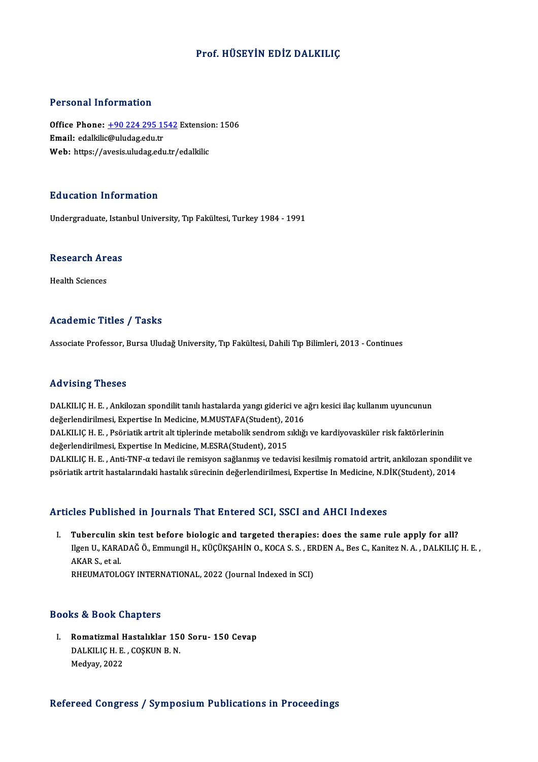# Prof. HÜSEYİN EDİZ DALKILIÇ

## Personal Information

**Office Phone:** +90 224 295 1542 Extension: 1506
**Email:** edalkilic@uludag.edu.tr
**Web:** https://avesis.uludag.edu.tr/edalkilic

## Education Information

Undergraduate, Istanbul University, Tıp Fakültesi, Turkey 1984 - 1991

## Research Areas

Health Sciences

## Academic Titles / Tasks

Associate Professor, Bursa Uludağ University, Tıp Fakültesi, Dahili Tıp Bilimleri, 2013 - Continues

## Advising Theses

DALKILIÇ H. E. , Ankilozan spondilit tanılı hastalarda yangı giderici ve ağrı kesici ilaç kullanım uyuncunun değerlendirilmesi, Expertise In Medicine, M.MUSTAFA(Student), 2016
DALKILIÇ H. E. , Psöriatik artrit alt tiplerinde metabolik sendrom sıklığı ve kardiyovasküler risk faktörlerinin değerlendirilmesi, Expertise In Medicine, M.ESRA(Student), 2015
DALKILIÇ H. E. , Anti-TNF-α tedavi ile remisyon sağlanmış ve tedavisi kesilmiş romatoid artrit, ankilozan spondilit ve psöriatik artrit hastalarındaki hastalık sürecinin değerlendirilmesi, Expertise In Medicine, N.DİK(Student), 2014

## Articles Published in Journals That Entered SCI, SSCI and AHCI Indexes

I. **Tuberculin skin test before biologic and targeted therapies: does the same rule apply for all?**
Ilgen U., KARADAĞ Ö., Emmungil H., KÜÇÜKŞAHİN O., KOCA S. S. , ERDEN A., Bes C., Kanitez N. A. , DALKILIÇ H. E. , AKAR S., et al.
RHEUMATOLOGY INTERNATIONAL, 2022 (Journal Indexed in SCI)

## Books & Book Chapters

I. **Romatizmal Hastalıklar 150 Soru- 150 Cevap**
DALKILIÇ H. E. , COŞKUN B. N.
Medyay, 2022

## Refereed Congress / Symposium Publications in Proceedings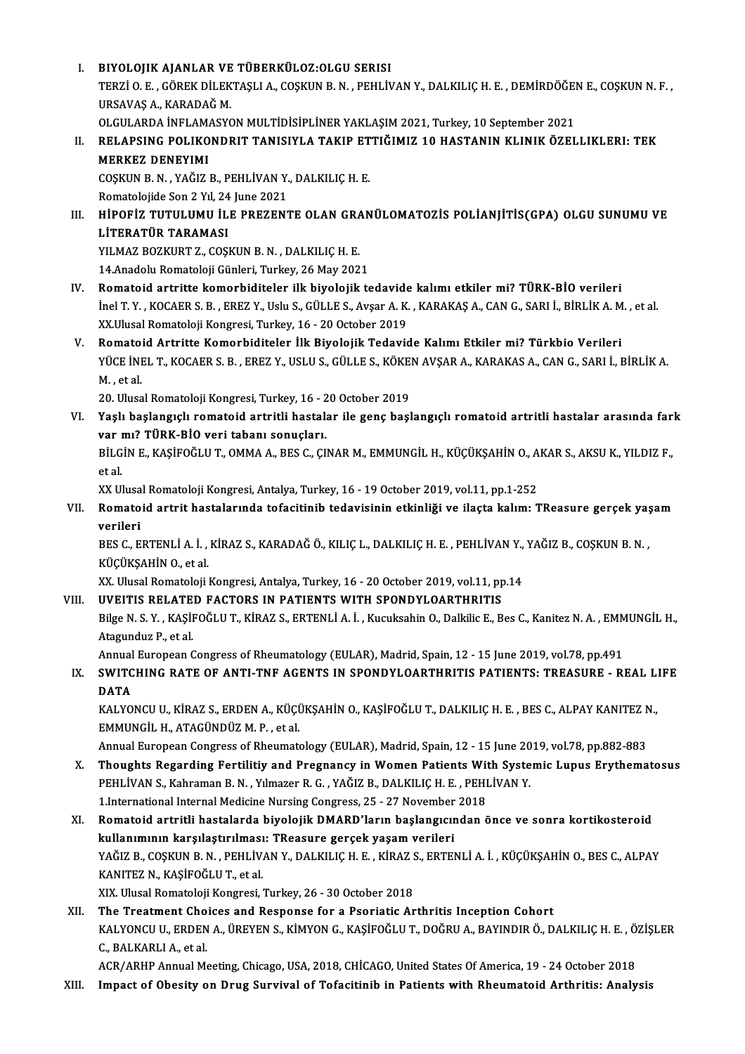I. **BIYOLOJIK AJANLAR VE TÜBERKÜLOZ:OLGU SERISI**
TERZİ O. E. , GÖREK DİLEKTAŞLI A., COŞKUN B. N. , PEHLİVAN Y., DALKILIÇ H. E. , DEMİRDÖĞEN E., COŞKUN N. F. , URSAVAŞ A., KARADAĞ M.
OLGULARDA İNFLAMASYON MULTİDİSİPLİNER YAKLAŞIM 2021, Turkey, 10 September 2021

II. **RELAPSING POLIKONDRIT TANISIYLA TAKIP ETTIĞIMIZ 10 HASTANIN KLINIK ÖZELLIKLERI: TEK MERKEZ DENEYIMI**
COŞKUN B. N. , YAĞIZ B., PEHLİVAN Y., DALKILIÇ H. E.
Romatolojide Son 2 Yıl, 24 June 2021

III. **HİPOFİZ TUTULUMU İLE PREZENTE OLAN GRANÜLOMATOZİS POLİANJİTİS(GPA) OLGU SUNUMU VE LİTERATÜR TARAMASI**
YILMAZ BOZKURT Z., COŞKUN B. N. , DALKILIÇ H. E.
14.Anadolu Romatoloji Günleri, Turkey, 26 May 2021

IV. **Romatoid artritte komorbiditeler ilk biyolojik tedavide kalımı etkiler mi? TÜRK-BİO verileri**
İnel T. Y. , KOCAER S. B. , EREZ Y., Uslu S., GÜLLE S., Avşar A. K. , KARAKAŞ A., CAN G., SARI İ., BİRLİK A. M. , et al.
XX.Ulusal Romatoloji Kongresi, Turkey, 16 - 20 October 2019

V. **Romatoid Artritte Komorbiditeler İlk Biyolojik Tedavide Kalımı Etkiler mi? Türkbio Verileri**
YÜCE İNEL T., KOCAER S. B. , EREZ Y., USLU S., GÜLLE S., KÖKEN AVŞAR A., KARAKAS A., CAN G., SARI İ., BİRLİK A. M. , et al.
20. Ulusal Romatoloji Kongresi, Turkey, 16 - 20 October 2019

VI. **Yaşlı başlangıçlı romatoid artritli hastalar ile genç başlangıçlı romatoid artritli hastalar arasında fark var mı? TÜRK-BİO veri tabanı sonuçları.**
BİLGİN E., KAŞİFOĞLU T., OMMA A., BES C., ÇINAR M., EMMUNGİL H., KÜÇÜKŞAHİN O., AKAR S., AKSU K., YILDIZ F., et al.
XX Ulusal Romatoloji Kongresi, Antalya, Turkey, 16 - 19 October 2019, vol.11, pp.1-252

VII. **Romatoid artrit hastalarında tofacitinib tedavisinin etkinliği ve ilaçta kalım: TReasure gerçek yaşam verileri**
BES C., ERTENLİ A. İ. , KİRAZ S., KARADAĞ Ö., KILIÇ L., DALKILIÇ H. E. , PEHLİVAN Y., YAĞIZ B., COŞKUN B. N. , KÜÇÜKŞAHİN O., et al.
XX. Ulusal Romatoloji Kongresi, Antalya, Turkey, 16 - 20 October 2019, vol.11, pp.14

VIII. **UVEITIS RELATED FACTORS IN PATIENTS WITH SPONDYLOARTHRITIS**
Bilge N. S. Y. , KAŞİFOĞLU T., KİRAZ S., ERTENLİ A. İ. , Kucuksahin O., Dalkilic E., Bes C., Kanitez N. A. , EMMUNGİL H., Atagunduz P., et al.
Annual European Congress of Rheumatology (EULAR), Madrid, Spain, 12 - 15 June 2019, vol.78, pp.491

IX. **SWITCHING RATE OF ANTI-TNF AGENTS IN SPONDYLOARTHRITIS PATIENTS: TREASURE - REAL LIFE DATA**
KALYONCU U., KİRAZ S., ERDEN A., KÜÇÜKŞAHİN O., KAŞİFOĞLU T., DALKILIÇ H. E. , BES C., ALPAY KANITEZ N., EMMUNGİL H., ATAGÜNDÜZ M. P. , et al.
Annual European Congress of Rheumatology (EULAR), Madrid, Spain, 12 - 15 June 2019, vol.78, pp.882-883

X. **Thoughts Regarding Fertilitiy and Pregnancy in Women Patients With Systemic Lupus Erythematosus**
PEHLİVAN S., Kahraman B. N. , Yılmazer R. G. , YAĞIZ B., DALKILIÇ H. E. , PEHLİVAN Y.
1.International Internal Medicine Nursing Congress, 25 - 27 November 2018

XI. **Romatoid artritli hastalarda biyolojik DMARD'ların başlangıcından önce ve sonra kortikosteroid kullanımının karşılaştırılması: TReasure gerçek yaşam verileri**
YAĞIZ B., COŞKUN B. N. , PEHLİVAN Y., DALKILIÇ H. E. , KİRAZ S., ERTENLİ A. İ. , KÜÇÜKŞAHİN O., BES C., ALPAY KANITEZ N., KAŞİFOĞLU T., et al.
XIX. Ulusal Romatoloji Kongresi, Turkey, 26 - 30 October 2018

XII. **The Treatment Choices and Response for a Psoriatic Arthritis Inception Cohort**
KALYONCU U., ERDEN A., ÜREYEN S., KİMYON G., KAŞİFOĞLU T., DOĞRU A., BAYINDIR Ö., DALKILIÇ H. E. , ÖZİŞLER C., BALKARLI A., et al.
ACR/ARHP Annual Meeting, Chicago, USA, 2018, CHİCAGO, United States Of America, 19 - 24 October 2018

XIII. **Impact of Obesity on Drug Survival of Tofacitinib in Patients with Rheumatoid Arthritis: Analysis**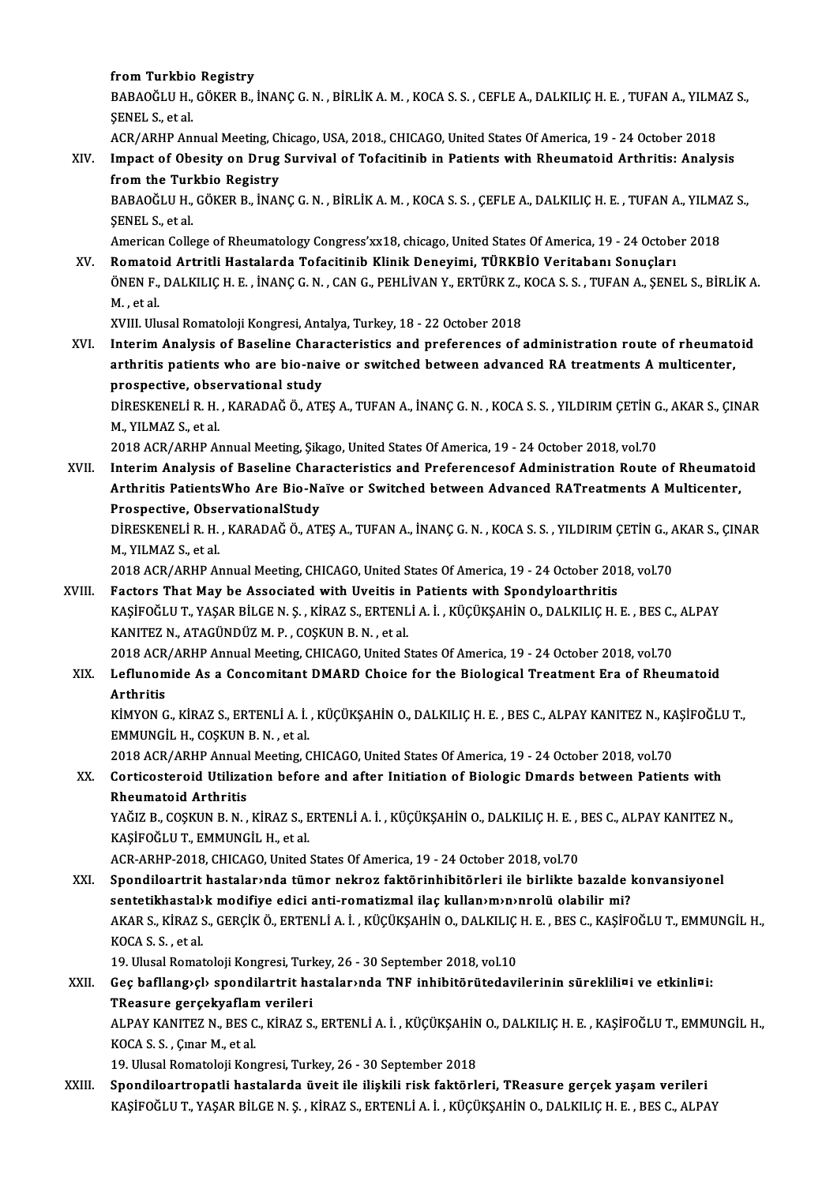from Turkbio Registry
BABAOĞLU H., GÖKER B., İNANÇ G. N. , BİRLİK A. M. , KOCA S. S. , CEFLE A., DALKILIÇ H. E. , TUFAN A., YILMAZ S., ŞENEL S., et al.
ACR/ARHP Annual Meeting, Chicago, USA, 2018., CHICAGO, United States Of America, 19 - 24 October 2018

XIV. **Impact of Obesity on Drug Survival of Tofacitinib in Patients with Rheumatoid Arthritis: Analysis from the Turkbio Registry**
BABAOĞLU H., GÖKER B., İNANÇ G. N. , BİRLİK A. M. , KOCA S. S. , ÇEFLE A., DALKILIÇ H. E. , TUFAN A., YILMAZ S., ŞENEL S., et al.
American College of Rheumatology Congress'xx18, chicago, United States Of America, 19 - 24 October 2018

XV. **Romatoid Artritli Hastalarda Tofacitinib Klinik Deneyimi, TÜRKBİO Veritabanı Sonuçları**
ÖNEN F., DALKILIÇ H. E. , İNANÇ G. N. , CAN G., PEHLİVAN Y., ERTÜRK Z., KOCA S. S. , TUFAN A., ŞENEL S., BİRLİK A. M. , et al.
XVIII. Ulusal Romatoloji Kongresi, Antalya, Turkey, 18 - 22 October 2018

XVI. **Interim Analysis of Baseline Characteristics and preferences of administration route of rheumatoid arthritis patients who are bio-naive or switched between advanced RA treatments A multicenter, prospective, observational study**
DİRESKENELİ R. H. , KARADAĞ Ö., ATEŞ A., TUFAN A., İNANÇ G. N. , KOCA S. S. , YILDIRIM ÇETİN G., AKAR S., ÇINAR M., YILMAZ S., et al.
2018 ACR/ARHP Annual Meeting, Şikago, United States Of America, 19 - 24 October 2018, vol.70

XVII. **Interim Analysis of Baseline Characteristics and Preferencesof Administration Route of Rheumatoid Arthritis PatientsWho Are Bio-Naïve or Switched between Advanced RATreatments A Multicenter, Prospective, ObservationalStudy**
DİRESKENELİ R. H. , KARADAĞ Ö., ATEŞ A., TUFAN A., İNANÇ G. N. , KOCA S. S. , YILDIRIM ÇETİN G., AKAR S., ÇINAR M., YILMAZ S., et al.
2018 ACR/ARHP Annual Meeting, CHICAGO, United States Of America, 19 - 24 October 2018, vol.70

XVIII. **Factors That May be Associated with Uveitis in Patients with Spondyloarthritis**
KAŞİFOĞLU T., YAŞAR BİLGE N. Ş. , KİRAZ S., ERTENLİ A. İ. , KÜÇÜKŞAHİN O., DALKILIÇ H. E. , BES C., ALPAY KANITEZ N., ATAGÜNDÜZ M. P. , COŞKUN B. N. , et al.
2018 ACR/ARHP Annual Meeting, CHICAGO, United States Of America, 19 - 24 October 2018, vol.70

XIX. **Leflunomide As a Concomitant DMARD Choice for the Biological Treatment Era of Rheumatoid Arthritis**
KİMYON G., KİRAZ S., ERTENLİ A. İ. , KÜÇÜKŞAHİN O., DALKILIÇ H. E. , BES C., ALPAY KANITEZ N., KAŞİFOĞLU T., EMMUNGİL H., COŞKUN B. N. , et al.
2018 ACR/ARHP Annual Meeting, CHICAGO, United States Of America, 19 - 24 October 2018, vol.70

XX. **Corticosteroid Utilization before and after Initiation of Biologic Dmards between Patients with Rheumatoid Arthritis**
YAĞIZ B., COŞKUN B. N. , KİRAZ S., ERTENLİ A. İ. , KÜÇÜKŞAHİN O., DALKILIÇ H. E. , BES C., ALPAY KANITEZ N., KAŞİFOĞLU T., EMMUNGİL H., et al.
ACR-ARHP-2018, CHICAGO, United States Of America, 19 - 24 October 2018, vol.70

XXI. **Spondiloartrit hastalar›nda tümor nekroz faktörinhibitörleri ile birlikte bazalde konvansiyonel sentetikhastal›k modifiye edici anti-romatizmal ilaç kullan›m›n›nrolü olabilir mi?**
AKAR S., KİRAZ S., GERÇİK Ö., ERTENLİ A. İ. , KÜÇÜKŞAHİN O., DALKILIÇ H. E. , BES C., KAŞİFOĞLU T., EMMUNGİL H., KOCA S. S. , et al.
19. Ulusal Romatoloji Kongresi, Turkey, 26 - 30 September 2018, vol.10

XXII. **Geç bafllang›çl› spondilartrit hastalar›nda TNF inhibitörütedavilerinin süreklili¤i ve etkinli¤i: TReasure gerçekyaflam verileri**
ALPAY KANITEZ N., BES C., KİRAZ S., ERTENLİ A. İ. , KÜÇÜKŞAHİN O., DALKILIÇ H. E. , KAŞİFOĞLU T., EMMUNGİL H., KOCA S. S. , Çınar M., et al.
19. Ulusal Romatoloji Kongresi, Turkey, 26 - 30 September 2018

XXIII. **Spondiloartropatli hastalarda üveit ile ilişkili risk faktörleri, TReasure gerçek yaşam verileri**
KAŞİFOĞLU T., YAŞAR BİLGE N. Ş. , KİRAZ S., ERTENLİ A. İ. , KÜÇÜKŞAHİN O., DALKILIÇ H. E. , BES C., ALPAY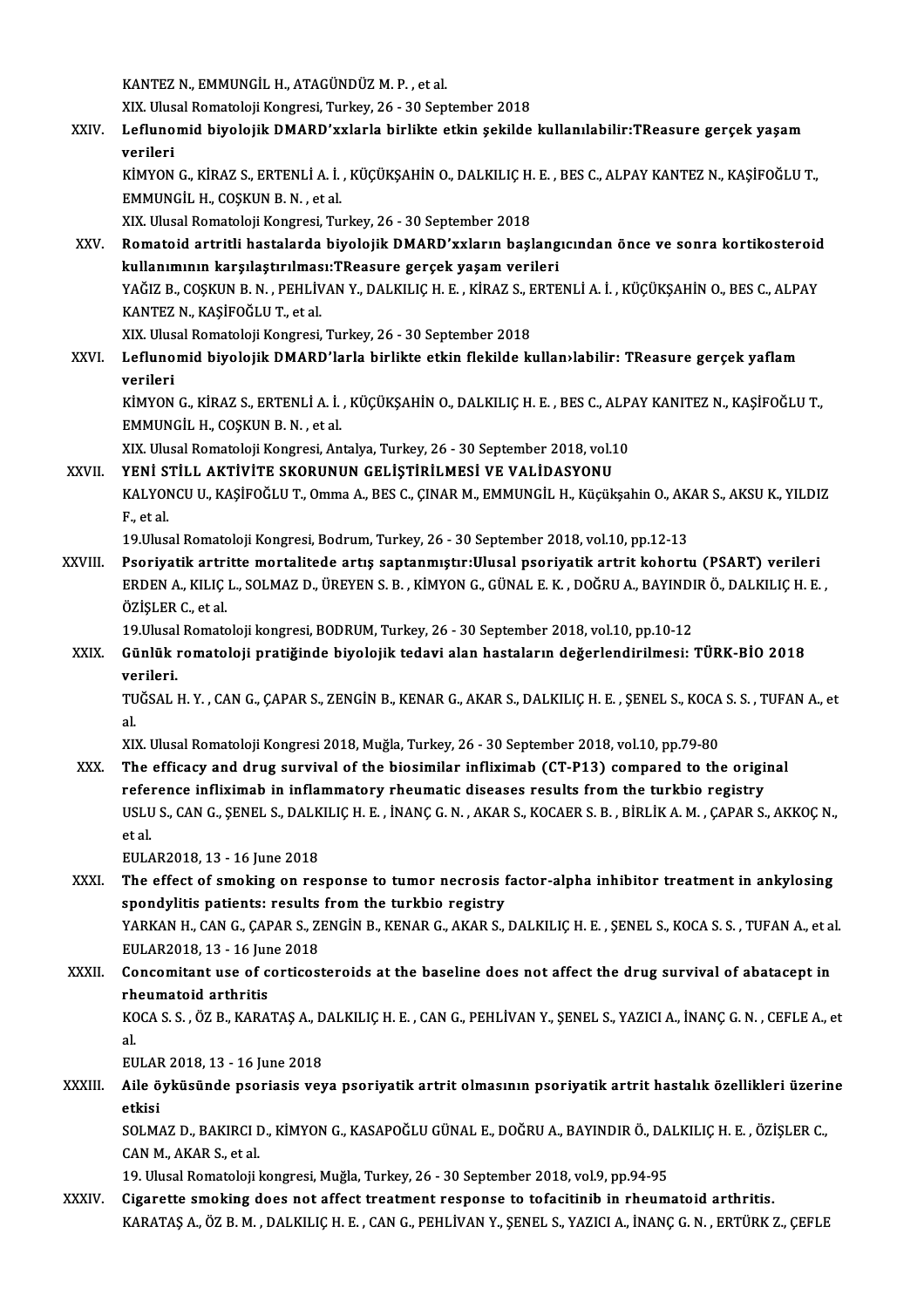KANTEZ N., EMMUNGİL H., ATAGÜNDÜZ M. P. , et al.
XIX. Ulusal Romatoloji Kongresi, Turkey, 26 - 30 September 2018

XXIV. **Leflunomid biyolojik DMARD'xxlarla birlikte etkin şekilde kullanılabilir:TReasure gerçek yaşam verileri**
KİMYON G., KİRAZ S., ERTENLİ A. İ. , KÜÇÜKŞAHİN O., DALKILIÇ H. E. , BES C., ALPAY KANTEZ N., KAŞİFOĞLU T., EMMUNGİL H., COŞKUN B. N. , et al.
XIX. Ulusal Romatoloji Kongresi, Turkey, 26 - 30 September 2018

XXV. **Romatoid artritli hastalarda biyolojik DMARD'xxların başlangıcından önce ve sonra kortikosteroid kullanımının karşılaştırılması:TReasure gerçek yaşam verileri**
YAĞIZ B., COŞKUN B. N. , PEHLİVAN Y., DALKILIÇ H. E. , KİRAZ S., ERTENLİ A. İ. , KÜÇÜKŞAHİN O., BES C., ALPAY KANTEZ N., KAŞİFOĞLU T., et al.
XIX. Ulusal Romatoloji Kongresi, Turkey, 26 - 30 September 2018

XXVI. **Leflunomid biyolojik DMARD'larla birlikte etkin flekilde kullan›labilir: TReasure gerçek yaflam verileri**
KİMYON G., KİRAZ S., ERTENLİ A. İ. , KÜÇÜKŞAHİN O., DALKILIÇ H. E. , BES C., ALPAY KANITEZ N., KAŞİFOĞLU T., EMMUNGİL H., COŞKUN B. N. , et al.
XIX. Ulusal Romatoloji Kongresi, Antalya, Turkey, 26 - 30 September 2018, vol.10

XXVII. **YENİ STİLL AKTİVİTE SKORUNUN GELİŞTİRİLMESİ VE VALİDASYONU**
KALYONCU U., KAŞİFOĞLU T., Omma A., BES C., ÇINAR M., EMMUNGİL H., Küçükşahin O., AKAR S., AKSU K., YILDIZ F., et al.
19.Ulusal Romatoloji Kongresi, Bodrum, Turkey, 26 - 30 September 2018, vol.10, pp.12-13

XXVIII. **Psoriyatik artritte mortalitede artış saptanmıştır:Ulusal psoriyatik artrit kohortu (PSART) verileri**
ERDEN A., KILIÇ L., SOLMAZ D., ÜREYEN S. B. , KİMYON G., GÜNAL E. K. , DOĞRU A., BAYINDIR Ö., DALKILIÇ H. E. , ÖZİŞLER C., et al.
19.Ulusal Romatoloji kongresi, BODRUM, Turkey, 26 - 30 September 2018, vol.10, pp.10-12

XXIX. **Günlük romatoloji pratiğinde biyolojik tedavi alan hastaların değerlendirilmesi: TÜRK-BİO 2018 verileri.**
TUĞSAL H. Y. , CAN G., ÇAPAR S., ZENGİN B., KENAR G., AKAR S., DALKILIÇ H. E. , ŞENEL S., KOCA S. S. , TUFAN A., et al.
XIX. Ulusal Romatoloji Kongresi 2018, Muğla, Turkey, 26 - 30 September 2018, vol.10, pp.79-80

XXX. **The efficacy and drug survival of the biosimilar infliximab (CT-P13) compared to the original reference infliximab in inflammatory rheumatic diseases results from the turkbio registry**
USLU S., CAN G., ŞENEL S., DALKILIÇ H. E. , İNANÇ G. N. , AKAR S., KOCAER S. B. , BİRLİK A. M. , ÇAPAR S., AKKOÇ N., et al.
EULAR2018, 13 - 16 June 2018

XXXI. **The effect of smoking on response to tumor necrosis factor-alpha inhibitor treatment in ankylosing spondylitis patients: results from the turkbio registry**
YARKAN H., CAN G., ÇAPAR S., ZENGİN B., KENAR G., AKAR S., DALKILIÇ H. E. , ŞENEL S., KOCA S. S. , TUFAN A., et al.
EULAR2018, 13 - 16 June 2018

XXXII. **Concomitant use of corticosteroids at the baseline does not affect the drug survival of abatacept in rheumatoid arthritis**
KOCA S. S. , ÖZ B., KARATAŞ A., DALKILIÇ H. E. , CAN G., PEHLİVAN Y., ŞENEL S., YAZICI A., İNANÇ G. N. , CEFLE A., et al.
EULAR 2018, 13 - 16 June 2018

XXXIII. **Aile öyküsünde psoriasis veya psoriyatik artrit olmasının psoriyatik artrit hastalık özellikleri üzerine etkisi**
SOLMAZ D., BAKIRCI D., KİMYON G., KASAPOĞLU GÜNAL E., DOĞRU A., BAYINDIR Ö., DALKILIÇ H. E. , ÖZİŞLER C., CAN M., AKAR S., et al.
19. Ulusal Romatoloji kongresi, Muğla, Turkey, 26 - 30 September 2018, vol.9, pp.94-95

XXXIV. **Cigarette smoking does not affect treatment response to tofacitinib in rheumatoid arthritis.**
KARATAŞ A., ÖZ B. M. , DALKILIÇ H. E. , CAN G., PEHLİVAN Y., ŞENEL S., YAZICI A., İNANÇ G. N. , ERTÜRK Z., ÇEFLE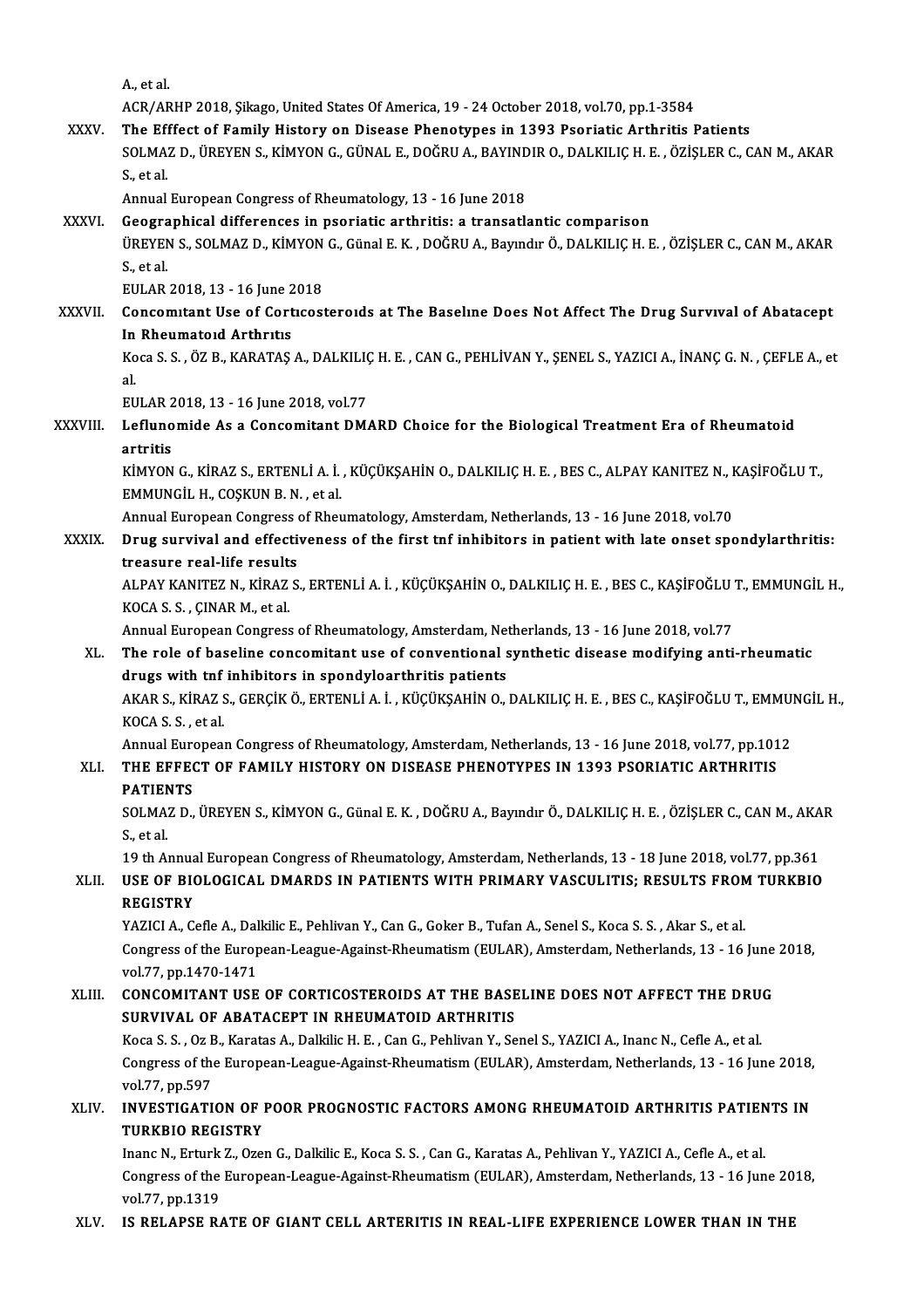A., et al.
ACR/ARHP 2018, Şikago, United States Of America, 19 - 24 October 2018, vol.70, pp.1-3584

XXXV. **The Efffect of Family History on Disease Phenotypes in 1393 Psoriatic Arthritis Patients**
SOLMAZ D., ÜREYEN S., KİMYON G., GÜNAL E., DOĞRU A., BAYINDIR O., DALKILIÇ H. E. , ÖZİŞLER C., CAN M., AKAR S., et al.
Annual European Congress of Rheumatology, 13 - 16 June 2018

XXXVI. **Geographical differences in psoriatic arthritis: a transatlantic comparison**
ÜREYEN S., SOLMAZ D., KİMYON G., Günal E. K. , DOĞRU A., Bayındır Ö., DALKILIÇ H. E. , ÖZİŞLER C., CAN M., AKAR S., et al.
EULAR 2018, 13 - 16 June 2018

XXXVII. **Concomıtant Use of Cortıcosteroıds at The Baselıne Does Not Affect The Drug Survıval of Abatacept In Rheumatoıd Arthrıtıs**
Koca S. S. , ÖZ B., KARATAŞ A., DALKILIÇ H. E. , CAN G., PEHLİVAN Y., ŞENEL S., YAZICI A., İNANÇ G. N. , ÇEFLE A., et al.
EULAR 2018, 13 - 16 June 2018, vol.77

XXXVIII. **Leflunomide As a Concomitant DMARD Choice for the Biological Treatment Era of Rheumatoid artritis**
KİMYON G., KİRAZ S., ERTENLİ A. İ. , KÜÇÜKŞAHİN O., DALKILIÇ H. E. , BES C., ALPAY KANITEZ N., KAŞİFOĞLU T., EMMUNGİL H., COŞKUN B. N. , et al.
Annual European Congress of Rheumatology, Amsterdam, Netherlands, 13 - 16 June 2018, vol.70

XXXIX. **Drug survival and effectiveness of the first tnf inhibitors in patient with late onset spondylarthritis: treasure real-life results**
ALPAY KANITEZ N., KİRAZ S., ERTENLİ A. İ. , KÜÇÜKŞAHİN O., DALKILIÇ H. E. , BES C., KAŞİFOĞLU T., EMMUNGİL H., KOCA S. S. , ÇINAR M., et al.
Annual European Congress of Rheumatology, Amsterdam, Netherlands, 13 - 16 June 2018, vol.77

XL. **The role of baseline concomitant use of conventional synthetic disease modifying anti-rheumatic drugs with tnf inhibitors in spondyloarthritis patients**
AKAR S., KİRAZ S., GERÇİK Ö., ERTENLİ A. İ. , KÜÇÜKŞAHİN O., DALKILIÇ H. E. , BES C., KAŞİFOĞLU T., EMMUNGİL H., KOCA S. S. , et al.
Annual European Congress of Rheumatology, Amsterdam, Netherlands, 13 - 16 June 2018, vol.77, pp.1012

XLI. **THE EFFECT OF FAMILY HISTORY ON DISEASE PHENOTYPES IN 1393 PSORIATIC ARTHRITIS PATIENTS**
SOLMAZ D., ÜREYEN S., KİMYON G., Günal E. K. , DOĞRU A., Bayındır Ö., DALKILIÇ H. E. , ÖZİŞLER C., CAN M., AKAR S., et al.
19 th Annual European Congress of Rheumatology, Amsterdam, Netherlands, 13 - 18 June 2018, vol.77, pp.361

XLII. **USE OF BIOLOGICAL DMARDS IN PATIENTS WITH PRIMARY VASCULITIS; RESULTS FROM TURKBIO REGISTRY**
YAZICI A., Cefle A., Dalkilic E., Pehlivan Y., Can G., Goker B., Tufan A., Senel S., Koca S. S. , Akar S., et al.
Congress of the European-League-Against-Rheumatism (EULAR), Amsterdam, Netherlands, 13 - 16 June 2018, vol.77, pp.1470-1471

XLIII. **CONCOMITANT USE OF CORTICOSTEROIDS AT THE BASELINE DOES NOT AFFECT THE DRUG SURVIVAL OF ABATACEPT IN RHEUMATOID ARTHRITIS**
Koca S. S. , Oz B., Karatas A., Dalkilic H. E. , Can G., Pehlivan Y., Senel S., YAZICI A., Inanc N., Cefle A., et al.
Congress of the European-League-Against-Rheumatism (EULAR), Amsterdam, Netherlands, 13 - 16 June 2018, vol.77, pp.597

XLIV. **INVESTIGATION OF POOR PROGNOSTIC FACTORS AMONG RHEUMATOID ARTHRITIS PATIENTS IN TURKBIO REGISTRY**
Inanc N., Erturk Z., Ozen G., Dalkilic E., Koca S. S. , Can G., Karatas A., Pehlivan Y., YAZICI A., Cefle A., et al.
Congress of the European-League-Against-Rheumatism (EULAR), Amsterdam, Netherlands, 13 - 16 June 2018, vol.77, pp.1319

XLV. **IS RELAPSE RATE OF GIANT CELL ARTERITIS IN REAL-LIFE EXPERIENCE LOWER THAN IN THE**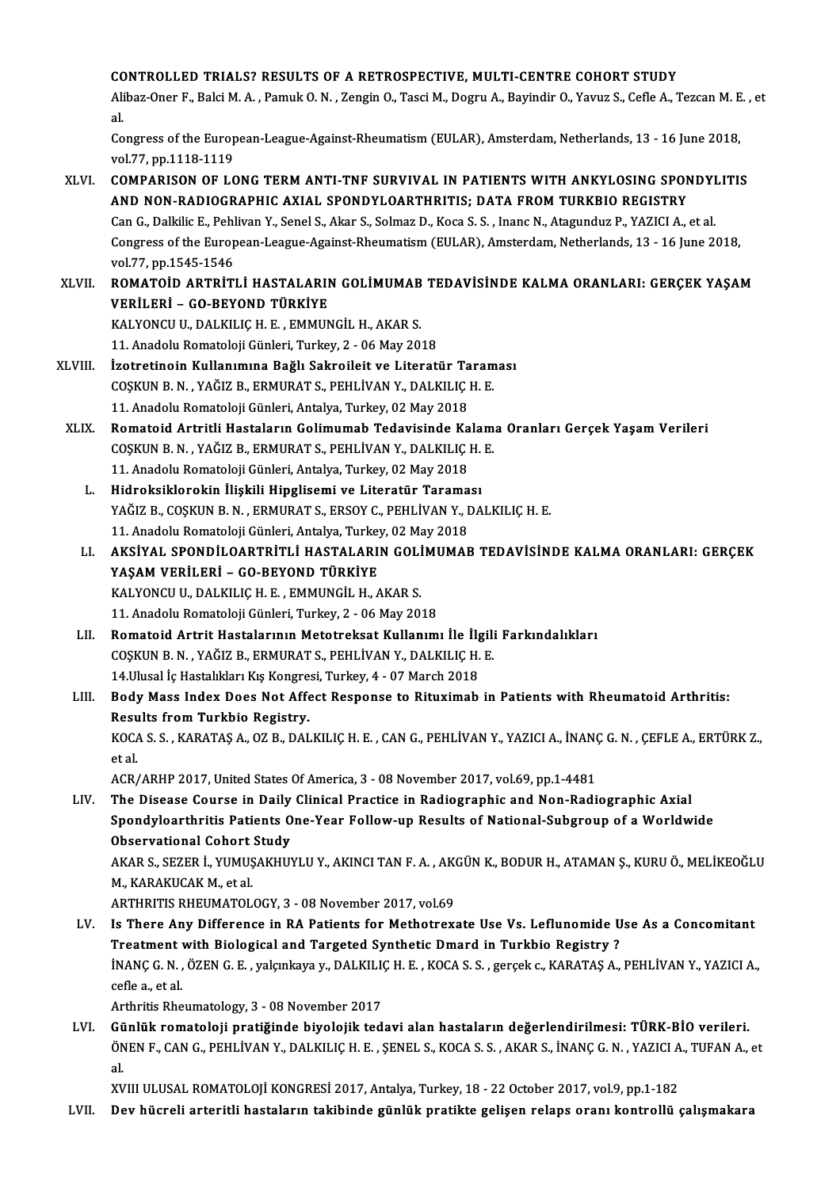CONTROLLED TRIALS? RESULTS OF A RETROSPECTIVE, MULTI-CENTRE COHORT STUDY
Alibaz-Oner F., Balci M. A. , Pamuk O. N. , Zengin O., Tasci M., Dogru A., Bayindir O., Yavuz S., Cefle A., Tezcan M. E. , et al.
Congress of the European-League-Against-Rheumatism (EULAR), Amsterdam, Netherlands, 13 - 16 June 2018, vol.77, pp.1118-1119

XLVI. **COMPARISON OF LONG TERM ANTI-TNF SURVIVAL IN PATIENTS WITH ANKYLOSING SPONDYLITIS AND NON-RADIOGRAPHIC AXIAL SPONDYLOARTHRITIS; DATA FROM TURKBIO REGISTRY**
Can G., Dalkilic E., Pehlivan Y., Senel S., Akar S., Solmaz D., Koca S. S. , Inanc N., Atagunduz P., YAZICI A., et al.
Congress of the European-League-Against-Rheumatism (EULAR), Amsterdam, Netherlands, 13 - 16 June 2018, vol.77, pp.1545-1546

XLVII. **ROMATOİD ARTRİTLİ HASTALARIN GOLİMUMAB TEDAVİSİNDE KALMA ORANLARI: GERÇEK YAŞAM VERİLERİ – GO-BEYOND TÜRKİYE**
KALYONCU U., DALKILIÇ H. E. , EMMUNGİL H., AKAR S.
11. Anadolu Romatoloji Günleri, Turkey, 2 - 06 May 2018

XLVIII. **İzotretinoin Kullanımına Bağlı Sakroileit ve Literatür Taraması**
COŞKUN B. N. , YAĞIZ B., ERMURAT S., PEHLİVAN Y., DALKILIÇ H. E.
11. Anadolu Romatoloji Günleri, Antalya, Turkey, 02 May 2018

XLIX. **Romatoid Artritli Hastaların Golimumab Tedavisinde Kalama Oranları Gerçek Yaşam Verileri**
COŞKUN B. N. , YAĞIZ B., ERMURAT S., PEHLİVAN Y., DALKILIÇ H. E.
11. Anadolu Romatoloji Günleri, Antalya, Turkey, 02 May 2018

L. **Hidroksiklorokin İlişkili Hipglisemi ve Literatür Taraması**
YAĞIZ B., COŞKUN B. N. , ERMURAT S., ERSOY C., PEHLİVAN Y., DALKILIÇ H. E.
11. Anadolu Romatoloji Günleri, Antalya, Turkey, 02 May 2018

LI. **AKSİYAL SPONDİLOARTRİTLİ HASTALARIN GOLİMUMAB TEDAVİSİNDE KALMA ORANLARI: GERÇEK YAŞAM VERİLERİ – GO-BEYOND TÜRKİYE**
KALYONCU U., DALKILIÇ H. E. , EMMUNGİL H., AKAR S.
11. Anadolu Romatoloji Günleri, Turkey, 2 - 06 May 2018

LII. **Romatoid Artrit Hastalarının Metotreksat Kullanımı İle İlgili Farkındalıkları**
COŞKUN B. N. , YAĞIZ B., ERMURAT S., PEHLİVAN Y., DALKILIÇ H. E.
14.Ulusal İç Hastalıkları Kış Kongresi, Turkey, 4 - 07 March 2018

LIII. **Body Mass Index Does Not Affect Response to Rituximab in Patients with Rheumatoid Arthritis: Results from Turkbio Registry.**
KOCA S. S. , KARATAŞ A., OZ B., DALKILIÇ H. E. , CAN G., PEHLİVAN Y., YAZICI A., İNANÇ G. N. , ÇEFLE A., ERTÜRK Z., et al.
ACR/ARHP 2017, United States Of America, 3 - 08 November 2017, vol.69, pp.1-4481

LIV. **The Disease Course in Daily Clinical Practice in Radiographic and Non-Radiographic Axial Spondyloarthritis Patients One-Year Follow-up Results of National-Subgroup of a Worldwide Observational Cohort Study**
AKAR S., SEZER İ., YUMUŞAKHUYLU Y., AKINCI TAN F. A. , AKGÜN K., BODUR H., ATAMAN Ş., KURU Ö., MELİKEOĞLU M., KARAKUCAK M., et al.
ARTHRITIS RHEUMATOLOGY, 3 - 08 November 2017, vol.69

LV. **Is There Any Difference in RA Patients for Methotrexate Use Vs. Leflunomide Use As a Concomitant Treatment with Biological and Targeted Synthetic Dmard in Turkbio Registry ?**
İNANÇ G. N. , ÖZEN G. E. , yalçınkaya y., DALKILIÇ H. E. , KOCA S. S. , gerçek c., KARATAŞ A., PEHLİVAN Y., YAZICI A., cefle a., et al.
Arthritis Rheumatology, 3 - 08 November 2017

LVI. **Günlük romatoloji pratiğinde biyolojik tedavi alan hastaların değerlendirilmesi: TÜRK-BİO verileri.**
ÖNEN F., CAN G., PEHLİVAN Y., DALKILIÇ H. E. , ŞENEL S., KOCA S. S. , AKAR S., İNANÇ G. N. , YAZICI A., TUFAN A., et al.
XVIII ULUSAL ROMATOLOJİ KONGRESİ 2017, Antalya, Turkey, 18 - 22 October 2017, vol.9, pp.1-182

LVII. **Dev hücreli arteritli hastaların takibinde günlük pratikte gelişen relaps oranı kontrollü çalışmakara**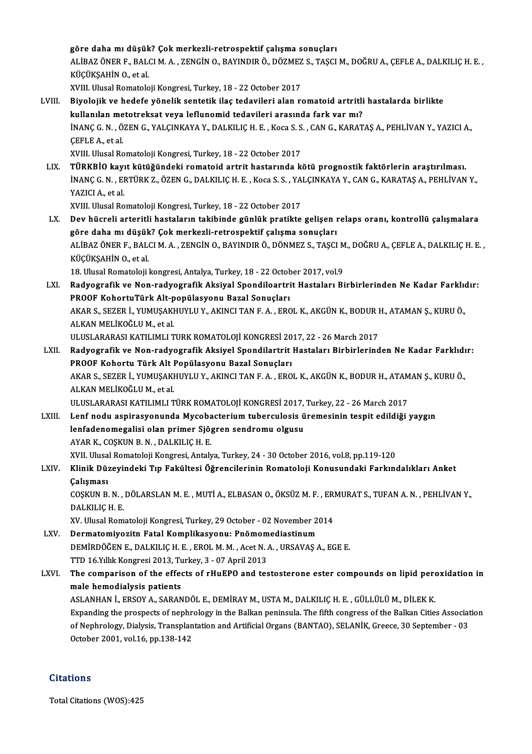göre daha mı düşük? Çok merkezli-retrospektif çalışma sonuçları
ALİBAZ ÖNER F., BALCI M. A. , ZENGİN O., BAYINDIR Ö., DÖZMEZ S., TAŞCI M., DOĞRU A., ÇEFLE A., DALKILIÇ H. E. , KÜÇÜKŞAHİN O., et al.
XVIII. Ulusal Romatoloji Kongresi, Turkey, 18 - 22 October 2017

LVIII. **Biyolojik ve hedefe yönelik sentetik ilaç tedavileri alan romatoid artritli hastalarda birlikte kullanılan metotreksat veya leflunomid tedavileri arasında fark var mı?**
İNANÇ G. N. , ÖZEN G., YALÇINKAYA Y., DALKILIÇ H. E. , Koca S. S. , CAN G., KARATAŞ A., PEHLİVAN Y., YAZICI A., ÇEFLE A., et al.
XVIII. Ulusal Romatoloji Kongresi, Turkey, 18 - 22 October 2017

LIX. **TÜRKBİO kayıt kütüğündeki romatoid artrit hastarında kötü prognostik faktörlerin araştırılması.**
İNANÇ G. N. , ERTÜRK Z., ÖZEN G., DALKILIÇ H. E. , Koca S. S. , YALÇINKAYA Y., CAN G., KARATAŞ A., PEHLİVAN Y., YAZICI A., et al.
XVIII. Ulusal Romatoloji Kongresi, Turkey, 18 - 22 October 2017

LX. **Dev hücreli arteritli hastaların takibinde günlük pratikte gelişen relaps oranı, kontrollü çalışmalara göre daha mı düşük? Çok merkezli-retrospektif çalışma sonuçları**
ALİBAZ ÖNER F., BALCI M. A. , ZENGİN O., BAYINDIR Ö., DÖNMEZ S., TAŞCI M., DOĞRU A., ÇEFLE A., DALKILIÇ H. E. , KÜÇÜKŞAHİN O., et al.
18. Ulusal Romatoloji kongresi, Antalya, Turkey, 18 - 22 October 2017, vol.9

LXI. **Radyografik ve Non-radyografik Aksiyal Spondiloartrit Hastaları Birbirlerinden Ne Kadar Farklıdır: PROOF KohortuTürk Alt-popülasyonu Bazal Sonuçları**
AKAR S., SEZER İ., YUMUŞAKHUYLU Y., AKINCI TAN F. A. , EROL K., AKGÜN K., BODUR H., ATAMAN Ş., KURU Ö., ALKAN MELİKOĞLU M., et al.
ULUSLARARASI KATILIMLI TURK ROMATOLOJİ KONGRESİ 2017, 22 - 26 March 2017

LXII. **Radyografik ve Non-radyografik Aksiyel Spondilartrit Hastaları Birbirlerinden Ne Kadar Farklıdır: PROOF Kohortu Türk Alt Popülasyonu Bazal Sonuçları**
AKAR S., SEZER İ., YUMUŞAKHUYLU Y., AKINCI TAN F. A. , EROL K., AKGÜN K., BODUR H., ATAMAN Ş., KURU Ö., ALKAN MELİKOĞLU M., et al.
ULUSLARARASI KATILIMLI TÜRK ROMATOLOJİ KONGRESİ 2017, Turkey, 22 - 26 March 2017

LXIII. **Lenf nodu aspirasyonunda Mycobacterium tuberculosis üremesinin tespit edildiği yaygın lenfadenomegalisi olan primer Sjögren sendromu olgusu**
AYAR K., COŞKUN B. N. , DALKILIÇ H. E.
XVII. Ulusal Romatoloji Kongresi, Antalya, Turkey, 24 - 30 October 2016, vol.8, pp.119-120

LXIV. **Klinik Düzeyindeki Tıp Fakültesi Öğrencilerinin Romatoloji Konusundaki Farkındalıkları Anket Çalışması**
COŞKUN B. N. , DÖLARSLAN M. E. , MUTİ A., ELBASAN O., ÖKSÜZ M. F. , ERMURAT S., TUFAN A. N. , PEHLİVAN Y., DALKILIÇ H. E.
XV. Ulusal Romatoloji Kongresi, Turkey, 29 October - 02 November 2014

LXV. **Dermatomiyozitn Fatal Komplikasyonu: Pnömomediastinum**
DEMİRDÖĞEN E., DALKILIÇ H. E. , EROL M. M. , Acet N. A. , URSAVAŞ A., EGE E.
TTD 16.Yıllık Kongresi 2013, Turkey, 3 - 07 April 2013

LXVI. **The comparison of the effects of rHuEPO and testosterone ester compounds on lipid peroxidation in male hemodialysis patients**
ASLANHAN İ., ERSOY A., SARANDÖL E., DEMİRAY M., USTA M., DALKILIÇ H. E. , GÜLLÜLÜ M., DİLEK K.
Expanding the prospects of nephrology in the Balkan peninsula. The fifth congress of the Balkan Cities Association of Nephrology, Dialysis, Transplantation and Artificial Organs (BANTAO), SELANİK, Greece, 30 September - 03 October 2001, vol.16, pp.138-142

## Citations

Total Citations (WOS):425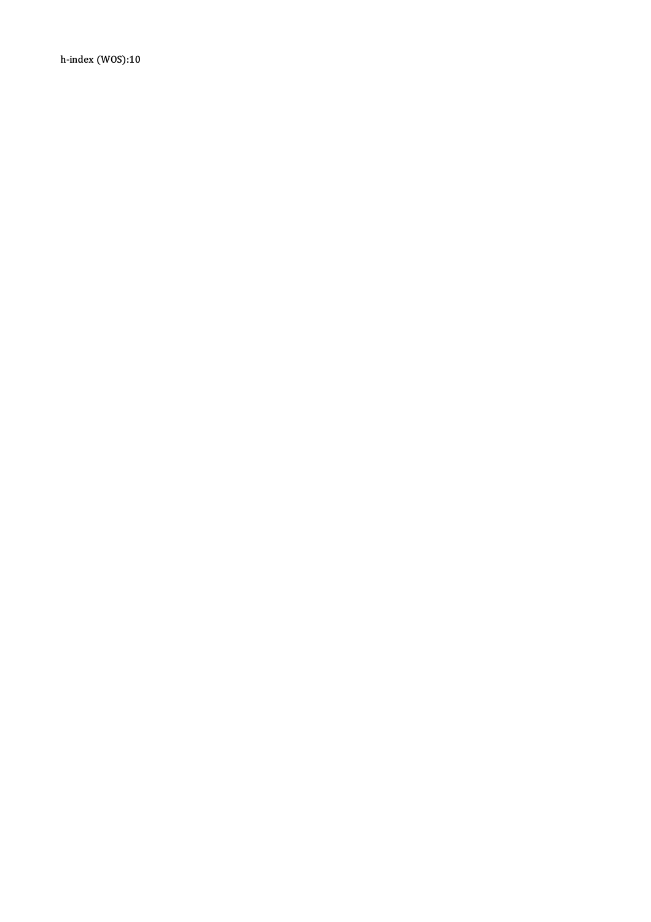h-index (WOS):10